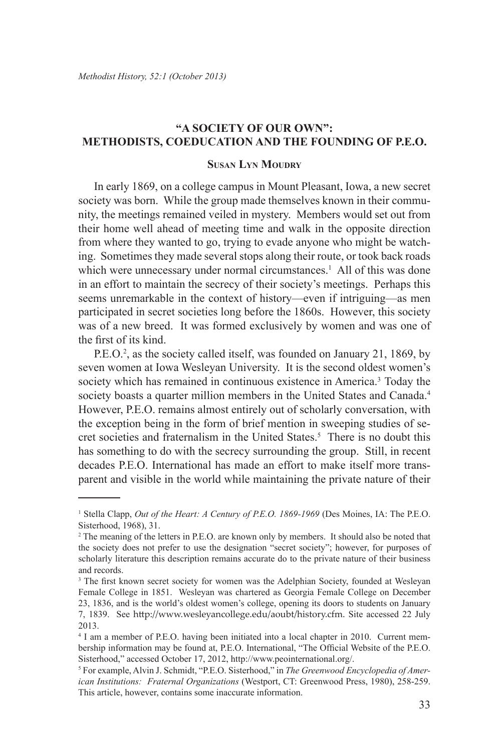# "A SOCIETY OF OUR OWN": METHODISTS, COEDUCATION AND THE FOUNDING OF P.E.O.

## Susan Lyn Moudry

In early 1869, on a college campus in Mount Pleasant, Iowa, a new secret society was born. While the group made themselves known in their community, the meetings remained veiled in mystery. Members would set out from their home well ahead of meeting time and walk in the opposite direction from where they wanted to go, trying to evade anyone who might be watching. Sometimes they made several stops along their route, or took back roads which were unnecessary under normal circumstances.[1] All of this was done in an effort to maintain the secrecy of their society's meetings. Perhaps this seems unremarkable in the context of history—even if intriguing—as men participated in secret societies long before the 1860s. However, this society was of a new breed. It was formed exclusively by women and was one of the first of its kind.

P.E.O.[2], as the society called itself, was founded on January 21, 1869, by seven women at Iowa Wesleyan University. It is the second oldest women's society which has remained in continuous existence in America.[3] Today the society boasts a quarter million members in the United States and Canada.[4] However, P.E.O. remains almost entirely out of scholarly conversation, with the exception being in the form of brief mention in sweeping studies of secret societies and fraternalism in the United States.[5] There is no doubt this has something to do with the secrecy surrounding the group. Still, in recent decades P.E.O. International has made an effort to make itself more transparent and visible in the world while maintaining the private nature of their

---

[1] Stella Clapp, *Out of the Heart: A Century of P.E.O. 1869-1969* (Des Moines, IA: The P.E.O. Sisterhood, 1968), 31.

[2] The meaning of the letters in P.E.O. are known only by members. It should also be noted that the society does not prefer to use the designation "secret society"; however, for purposes of scholarly literature this description remains accurate do to the private nature of their business and records.

[3] The first known secret society for women was the Adelphian Society, founded at Wesleyan Female College in 1851. Wesleyan was chartered as Georgia Female College on December 23, 1836, and is the world's oldest women's college, opening its doors to students on January 7, 1839. See http://www.wesleyancollege.edu/aoubt/history.cfm. Site accessed 22 July 2013.

[4] I am a member of P.E.O. having been initiated into a local chapter in 2010. Current membership information may be found at, P.E.O. International, "The Official Website of the P.E.O. Sisterhood," accessed October 17, 2012, http://www.peointernational.org/.

[5] For example, Alvin J. Schmidt, "P.E.O. Sisterhood," in *The Greenwood Encyclopedia of American Institutions: Fraternal Organizations* (Westport, CT: Greenwood Press, 1980), 258-259. This article, however, contains some inaccurate information.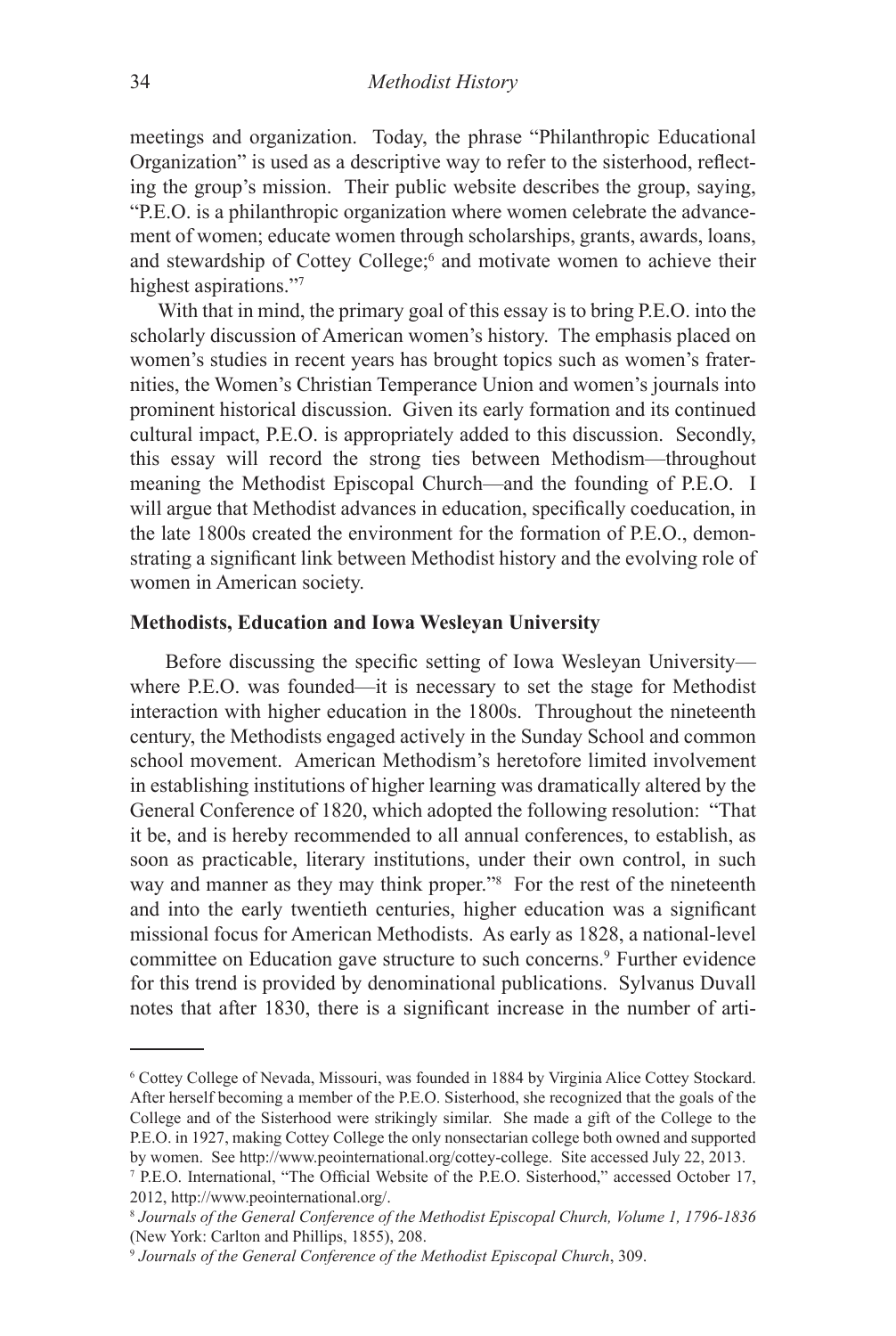meetings and organization. Today, the phrase "Philanthropic Educational Organization" is used as a descriptive way to refer to the sisterhood, reflecting the group's mission. Their public website describes the group, saying, "P.E.O. is a philanthropic organization where women celebrate the advancement of women; educate women through scholarships, grants, awards, loans, and stewardship of Cottey College;[6] and motivate women to achieve their highest aspirations."[7]

With that in mind, the primary goal of this essay is to bring P.E.O. into the scholarly discussion of American women's history. The emphasis placed on women's studies in recent years has brought topics such as women's fraternities, the Women's Christian Temperance Union and women's journals into prominent historical discussion. Given its early formation and its continued cultural impact, P.E.O. is appropriately added to this discussion. Secondly, this essay will record the strong ties between Methodism—throughout meaning the Methodist Episcopal Church—and the founding of P.E.O. I will argue that Methodist advances in education, specifically coeducation, in the late 1800s created the environment for the formation of P.E.O., demonstrating a significant link between Methodist history and the evolving role of women in American society.

**Methodists, Education and Iowa Wesleyan University**

Before discussing the specific setting of Iowa Wesleyan University—where P.E.O. was founded—it is necessary to set the stage for Methodist interaction with higher education in the 1800s. Throughout the nineteenth century, the Methodists engaged actively in the Sunday School and common school movement. American Methodism's heretofore limited involvement in establishing institutions of higher learning was dramatically altered by the General Conference of 1820, which adopted the following resolution: "That it be, and is hereby recommended to all annual conferences, to establish, as soon as practicable, literary institutions, under their own control, in such way and manner as they may think proper."[8] For the rest of the nineteenth and into the early twentieth centuries, higher education was a significant missional focus for American Methodists. As early as 1828, a national-level committee on Education gave structure to such concerns.[9] Further evidence for this trend is provided by denominational publications. Sylvanus Duvall notes that after 1830, there is a significant increase in the number of arti-

---

[6] Cottey College of Nevada, Missouri, was founded in 1884 by Virginia Alice Cottey Stockard. After herself becoming a member of the P.E.O. Sisterhood, she recognized that the goals of the College and of the Sisterhood were strikingly similar. She made a gift of the College to the P.E.O. in 1927, making Cottey College the only nonsectarian college both owned and supported by women. See http://www.peointernational.org/cottey-college. Site accessed July 22, 2013.

[7] P.E.O. International, "The Official Website of the P.E.O. Sisterhood," accessed October 17, 2012, http://www.peointernational.org/.

[8] *Journals of the General Conference of the Methodist Episcopal Church, Volume 1, 1796-1836* (New York: Carlton and Phillips, 1855), 208.

[9] *Journals of the General Conference of the Methodist Episcopal Church*, 309.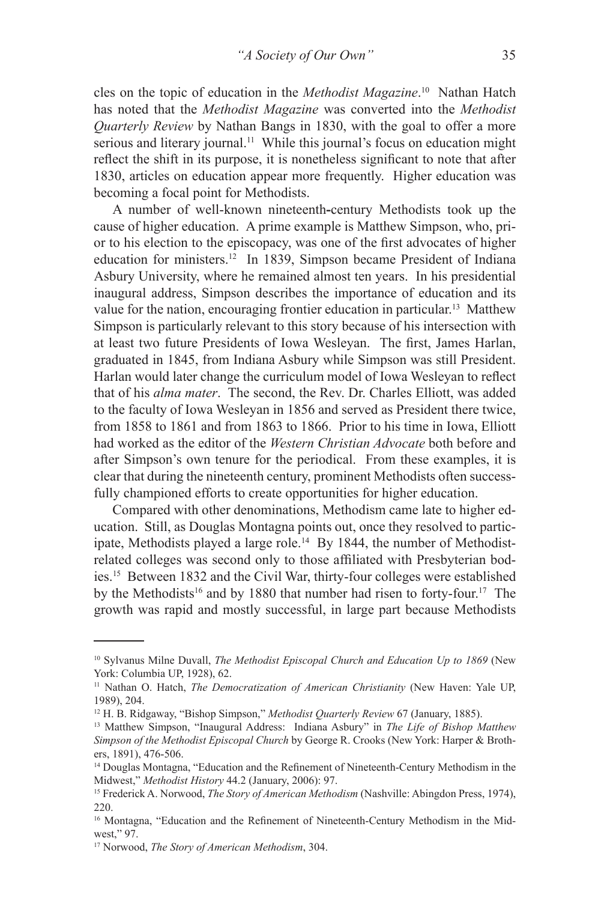cles on the topic of education in the *Methodist Magazine*.[10] Nathan Hatch has noted that the *Methodist Magazine* was converted into the *Methodist Quarterly Review* by Nathan Bangs in 1830, with the goal to offer a more serious and literary journal.[11] While this journal's focus on education might reflect the shift in its purpose, it is nonetheless significant to note that after 1830, articles on education appear more frequently. Higher education was becoming a focal point for Methodists.

A number of well-known nineteenth-century Methodists took up the cause of higher education. A prime example is Matthew Simpson, who, prior to his election to the episcopacy, was one of the first advocates of higher education for ministers.[12] In 1839, Simpson became President of Indiana Asbury University, where he remained almost ten years. In his presidential inaugural address, Simpson describes the importance of education and its value for the nation, encouraging frontier education in particular.[13] Matthew Simpson is particularly relevant to this story because of his intersection with at least two future Presidents of Iowa Wesleyan. The first, James Harlan, graduated in 1845, from Indiana Asbury while Simpson was still President. Harlan would later change the curriculum model of Iowa Wesleyan to reflect that of his *alma mater*. The second, the Rev. Dr. Charles Elliott, was added to the faculty of Iowa Wesleyan in 1856 and served as President there twice, from 1858 to 1861 and from 1863 to 1866. Prior to his time in Iowa, Elliott had worked as the editor of the *Western Christian Advocate* both before and after Simpson's own tenure for the periodical. From these examples, it is clear that during the nineteenth century, prominent Methodists often successfully championed efforts to create opportunities for higher education.

Compared with other denominations, Methodism came late to higher education. Still, as Douglas Montagna points out, once they resolved to participate, Methodists played a large role.[14] By 1844, the number of Methodist-related colleges was second only to those affiliated with Presbyterian bodies.[15] Between 1832 and the Civil War, thirty-four colleges were established by the Methodists[16] and by 1880 that number had risen to forty-four.[17] The growth was rapid and mostly successful, in large part because Methodists

---

[10] Sylvanus Milne Duvall, *The Methodist Episcopal Church and Education Up to 1869* (New York: Columbia UP, 1928), 62.

[11] Nathan O. Hatch, *The Democratization of American Christianity* (New Haven: Yale UP, 1989), 204.

[12] H. B. Ridgaway, "Bishop Simpson," *Methodist Quarterly Review* 67 (January, 1885).

[13] Matthew Simpson, "Inaugural Address: Indiana Asbury" in *The Life of Bishop Matthew Simpson of the Methodist Episcopal Church* by George R. Crooks (New York: Harper & Brothers, 1891), 476-506.

[14] Douglas Montagna, "Education and the Refinement of Nineteenth-Century Methodism in the Midwest," *Methodist History* 44.2 (January, 2006): 97.

[15] Frederick A. Norwood, *The Story of American Methodism* (Nashville: Abingdon Press, 1974), 220.

[16] Montagna, "Education and the Refinement of Nineteenth-Century Methodism in the Midwest," 97.

[17] Norwood, *The Story of American Methodism*, 304.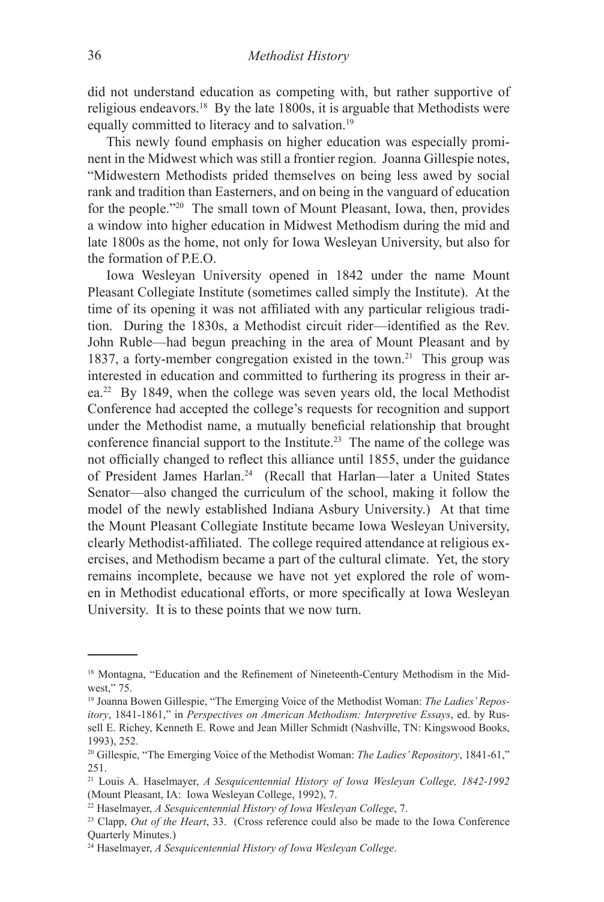did not understand education as competing with, but rather supportive of religious endeavors.[18] By the late 1800s, it is arguable that Methodists were equally committed to literacy and to salvation.[19]

This newly found emphasis on higher education was especially prominent in the Midwest which was still a frontier region. Joanna Gillespie notes, "Midwestern Methodists prided themselves on being less awed by social rank and tradition than Easterners, and on being in the vanguard of education for the people."[20] The small town of Mount Pleasant, Iowa, then, provides a window into higher education in Midwest Methodism during the mid and late 1800s as the home, not only for Iowa Wesleyan University, but also for the formation of P.E.O.

Iowa Wesleyan University opened in 1842 under the name Mount Pleasant Collegiate Institute (sometimes called simply the Institute). At the time of its opening it was not affiliated with any particular religious tradition. During the 1830s, a Methodist circuit rider—identified as the Rev. John Ruble—had begun preaching in the area of Mount Pleasant and by 1837, a forty-member congregation existed in the town.[21] This group was interested in education and committed to furthering its progress in their area.[22] By 1849, when the college was seven years old, the local Methodist Conference had accepted the college's requests for recognition and support under the Methodist name, a mutually beneficial relationship that brought conference financial support to the Institute.[23] The name of the college was not officially changed to reflect this alliance until 1855, under the guidance of President James Harlan.[24] (Recall that Harlan—later a United States Senator—also changed the curriculum of the school, making it follow the model of the newly established Indiana Asbury University.) At that time the Mount Pleasant Collegiate Institute became Iowa Wesleyan University, clearly Methodist-affiliated. The college required attendance at religious exercises, and Methodism became a part of the cultural climate. Yet, the story remains incomplete, because we have not yet explored the role of women in Methodist educational efforts, or more specifically at Iowa Wesleyan University. It is to these points that we now turn.

---

[18] Montagna, "Education and the Refinement of Nineteenth-Century Methodism in the Midwest," 75.

[19] Joanna Bowen Gillespie, "The Emerging Voice of the Methodist Woman: *The Ladies' Repository*, 1841-1861," in *Perspectives on American Methodism: Interpretive Essays*, ed. by Russell E. Richey, Kenneth E. Rowe and Jean Miller Schmidt (Nashville, TN: Kingswood Books, 1993), 252.

[20] Gillespie, "The Emerging Voice of the Methodist Woman: *The Ladies' Repository*, 1841-61," 251.

[21] Louis A. Haselmayer, *A Sesquicentennial History of Iowa Wesleyan College, 1842-1992* (Mount Pleasant, IA: Iowa Wesleyan College, 1992), 7.

[22] Haselmayer, *A Sesquicentennial History of Iowa Wesleyan College*, 7.

[23] Clapp, *Out of the Heart*, 33. (Cross reference could also be made to the Iowa Conference Quarterly Minutes.)

[24] Haselmayer, *A Sesquicentennial History of Iowa Wesleyan College*.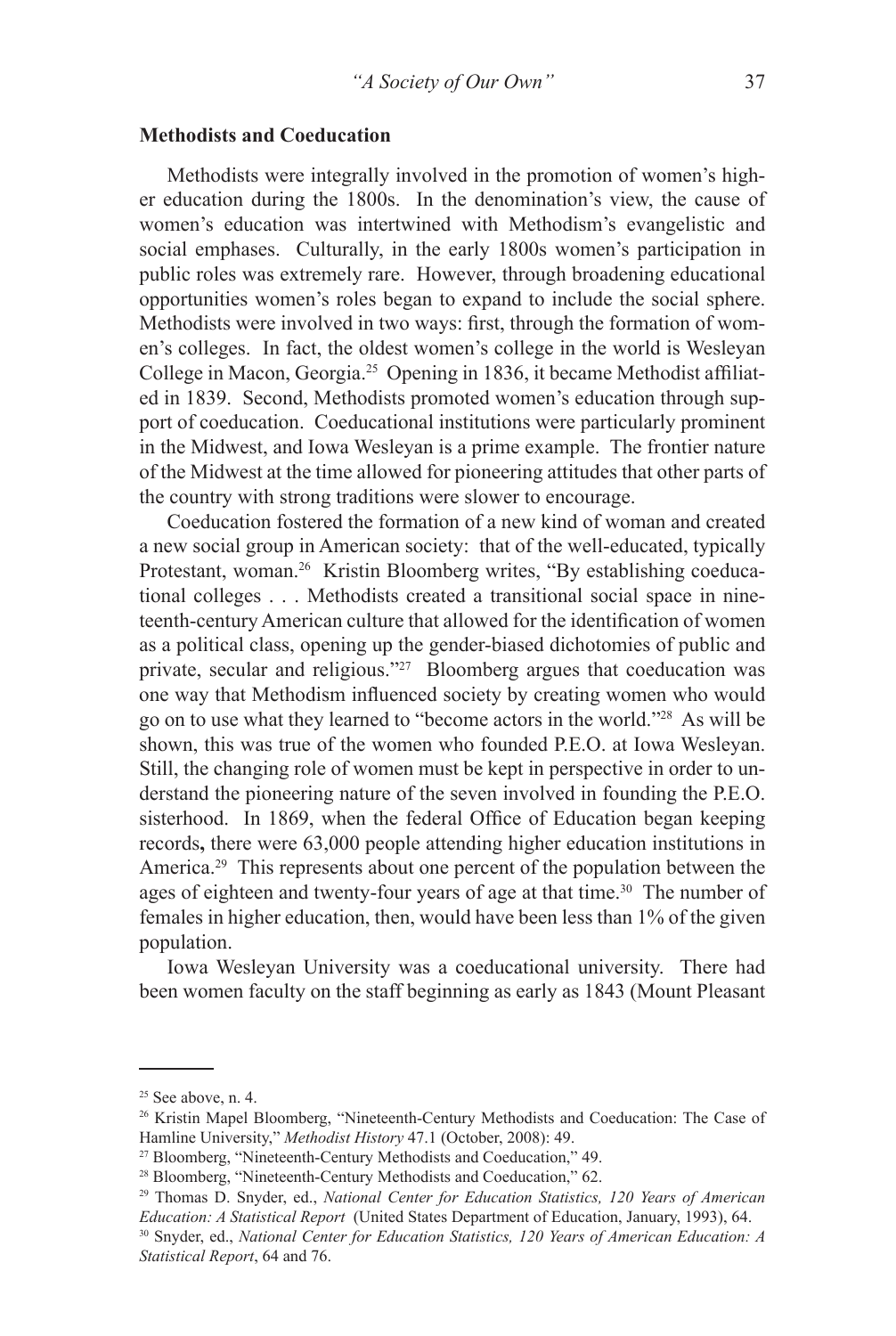### Methodists and Coeducation

Methodists were integrally involved in the promotion of women's higher education during the 1800s. In the denomination's view, the cause of women's education was intertwined with Methodism's evangelistic and social emphases. Culturally, in the early 1800s women's participation in public roles was extremely rare. However, through broadening educational opportunities women's roles began to expand to include the social sphere. Methodists were involved in two ways: first, through the formation of women's colleges. In fact, the oldest women's college in the world is Wesleyan College in Macon, Georgia.[25] Opening in 1836, it became Methodist affiliated in 1839. Second, Methodists promoted women's education through support of coeducation. Coeducational institutions were particularly prominent in the Midwest, and Iowa Wesleyan is a prime example. The frontier nature of the Midwest at the time allowed for pioneering attitudes that other parts of the country with strong traditions were slower to encourage.

Coeducation fostered the formation of a new kind of woman and created a new social group in American society: that of the well-educated, typically Protestant, woman.[26] Kristin Bloomberg writes, "By establishing coeducational colleges . . . Methodists created a transitional social space in nineteenth-century American culture that allowed for the identification of women as a political class, opening up the gender-biased dichotomies of public and private, secular and religious."[27] Bloomberg argues that coeducation was one way that Methodism influenced society by creating women who would go on to use what they learned to "become actors in the world."[28] As will be shown, this was true of the women who founded P.E.O. at Iowa Wesleyan. Still, the changing role of women must be kept in perspective in order to understand the pioneering nature of the seven involved in founding the P.E.O. sisterhood. In 1869, when the federal Office of Education began keeping records**,** there were 63,000 people attending higher education institutions in America.[29] This represents about one percent of the population between the ages of eighteen and twenty-four years of age at that time.[30] The number of females in higher education, then, would have been less than 1% of the given population.

Iowa Wesleyan University was a coeducational university. There had been women faculty on the staff beginning as early as 1843 (Mount Pleasant

---

[25] See above, n. 4.

[26] Kristin Mapel Bloomberg, "Nineteenth-Century Methodists and Coeducation: The Case of Hamline University," *Methodist History* 47.1 (October, 2008): 49.

[27] Bloomberg, "Nineteenth-Century Methodists and Coeducation," 49.

[28] Bloomberg, "Nineteenth-Century Methodists and Coeducation," 62.

[29] Thomas D. Snyder, ed., *National Center for Education Statistics, 120 Years of American Education: A Statistical Report* (United States Department of Education, January, 1993), 64.

[30] Snyder, ed., *National Center for Education Statistics, 120 Years of American Education: A Statistical Report*, 64 and 76.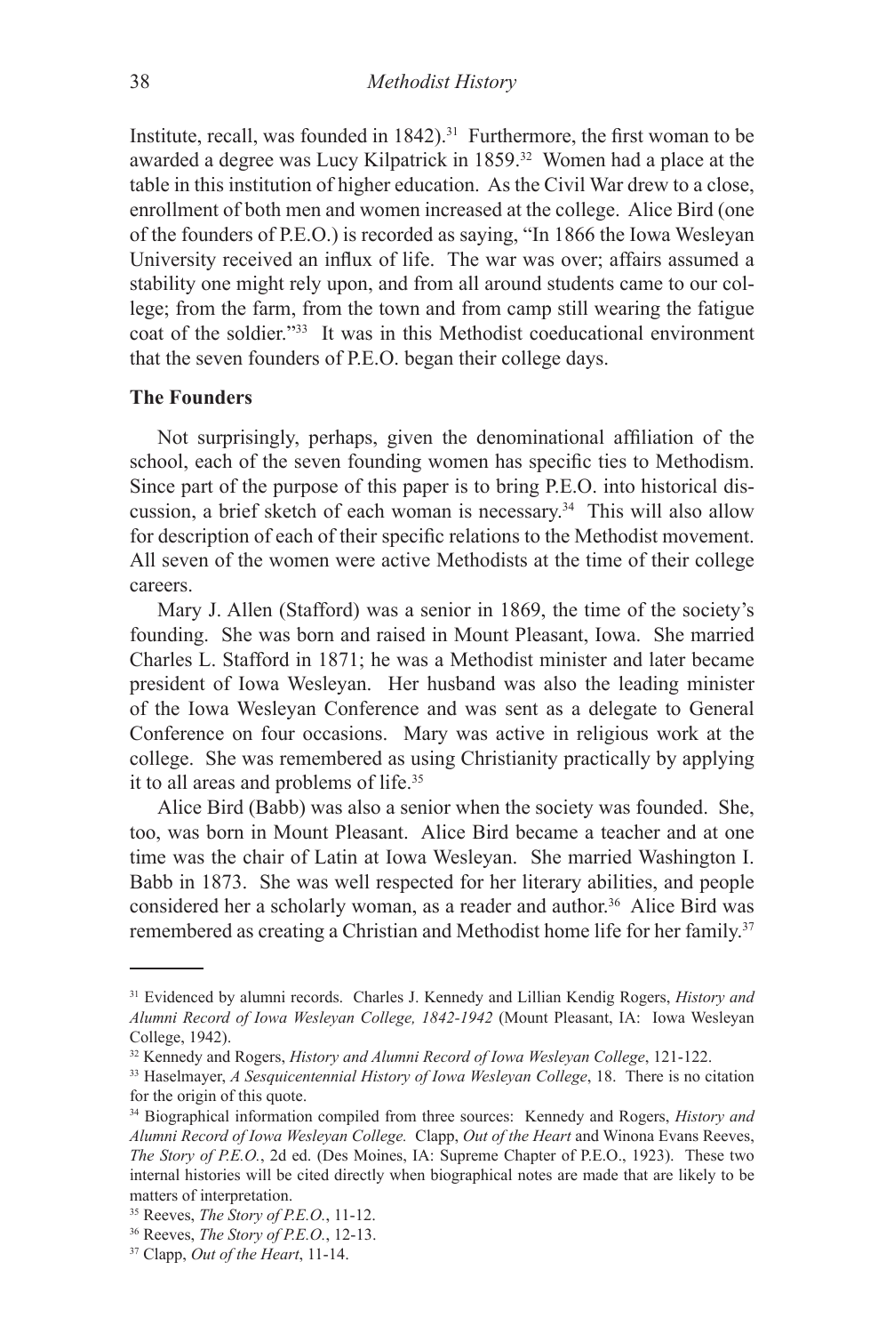Institute, recall, was founded in 1842).[31] Furthermore, the first woman to be awarded a degree was Lucy Kilpatrick in 1859.[32] Women had a place at the table in this institution of higher education. As the Civil War drew to a close, enrollment of both men and women increased at the college. Alice Bird (one of the founders of P.E.O.) is recorded as saying, "In 1866 the Iowa Wesleyan University received an influx of life. The war was over; affairs assumed a stability one might rely upon, and from all around students came to our college; from the farm, from the town and from camp still wearing the fatigue coat of the soldier."[33] It was in this Methodist coeducational environment that the seven founders of P.E.O. began their college days.

**The Founders**

Not surprisingly, perhaps, given the denominational affiliation of the school, each of the seven founding women has specific ties to Methodism. Since part of the purpose of this paper is to bring P.E.O. into historical discussion, a brief sketch of each woman is necessary.[34] This will also allow for description of each of their specific relations to the Methodist movement. All seven of the women were active Methodists at the time of their college careers.

Mary J. Allen (Stafford) was a senior in 1869, the time of the society's founding. She was born and raised in Mount Pleasant, Iowa. She married Charles L. Stafford in 1871; he was a Methodist minister and later became president of Iowa Wesleyan. Her husband was also the leading minister of the Iowa Wesleyan Conference and was sent as a delegate to General Conference on four occasions. Mary was active in religious work at the college. She was remembered as using Christianity practically by applying it to all areas and problems of life.[35]

Alice Bird (Babb) was also a senior when the society was founded. She, too, was born in Mount Pleasant. Alice Bird became a teacher and at one time was the chair of Latin at Iowa Wesleyan. She married Washington I. Babb in 1873. She was well respected for her literary abilities, and people considered her a scholarly woman, as a reader and author.[36] Alice Bird was remembered as creating a Christian and Methodist home life for her family.[37]

---

[31] Evidenced by alumni records. Charles J. Kennedy and Lillian Kendig Rogers, *History and Alumni Record of Iowa Wesleyan College, 1842-1942* (Mount Pleasant, IA: Iowa Wesleyan College, 1942).

[32] Kennedy and Rogers, *History and Alumni Record of Iowa Wesleyan College*, 121-122.

[33] Haselmayer, *A Sesquicentennial History of Iowa Wesleyan College*, 18. There is no citation for the origin of this quote.

[34] Biographical information compiled from three sources: Kennedy and Rogers, *History and Alumni Record of Iowa Wesleyan College.* Clapp, *Out of the Heart* and Winona Evans Reeves, *The Story of P.E.O.*, 2d ed. (Des Moines, IA: Supreme Chapter of P.E.O., 1923). These two internal histories will be cited directly when biographical notes are made that are likely to be matters of interpretation.

[35] Reeves, *The Story of P.E.O.*, 11-12.

[36] Reeves, *The Story of P.E.O.*, 12-13.

[37] Clapp, *Out of the Heart*, 11-14.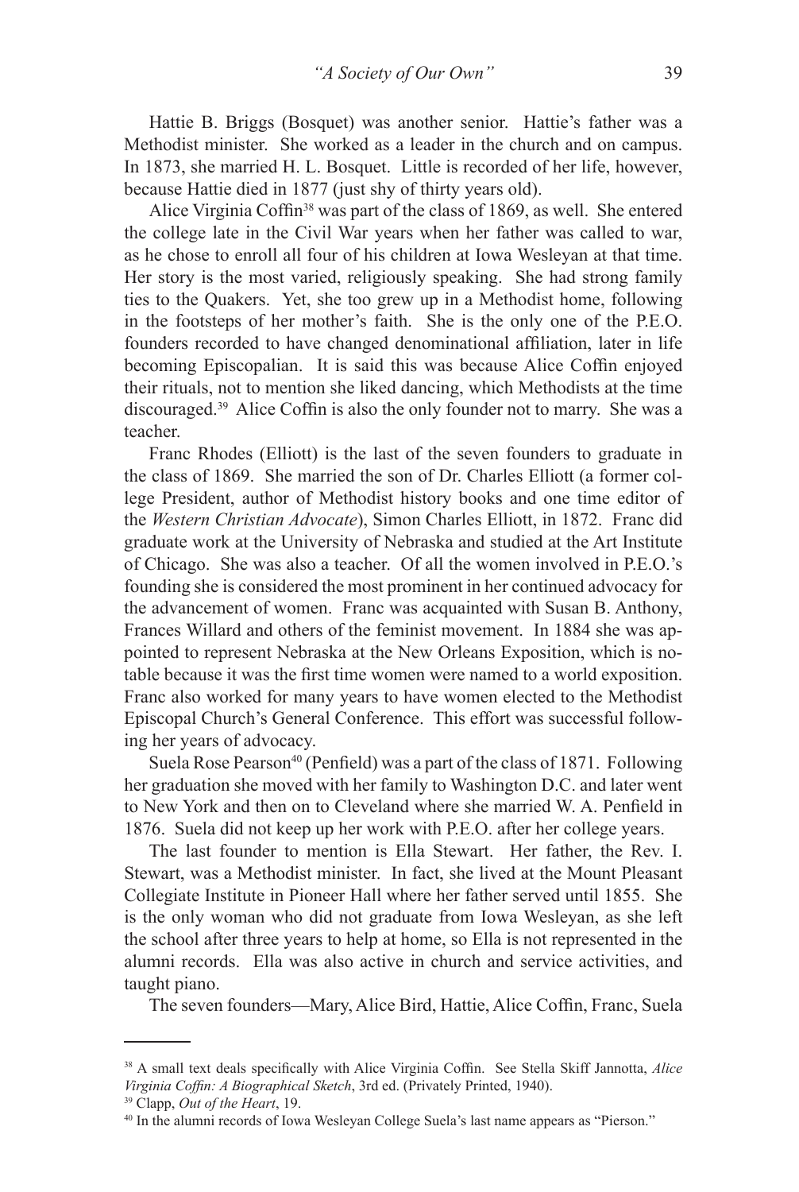Hattie B. Briggs (Bosquet) was another senior. Hattie's father was a Methodist minister. She worked as a leader in the church and on campus. In 1873, she married H. L. Bosquet. Little is recorded of her life, however, because Hattie died in 1877 (just shy of thirty years old).

Alice Virginia Coffin[38] was part of the class of 1869, as well. She entered the college late in the Civil War years when her father was called to war, as he chose to enroll all four of his children at Iowa Wesleyan at that time. Her story is the most varied, religiously speaking. She had strong family ties to the Quakers. Yet, she too grew up in a Methodist home, following in the footsteps of her mother's faith. She is the only one of the P.E.O. founders recorded to have changed denominational affiliation, later in life becoming Episcopalian. It is said this was because Alice Coffin enjoyed their rituals, not to mention she liked dancing, which Methodists at the time discouraged.[39] Alice Coffin is also the only founder not to marry. She was a teacher.

Franc Rhodes (Elliott) is the last of the seven founders to graduate in the class of 1869. She married the son of Dr. Charles Elliott (a former college President, author of Methodist history books and one time editor of the *Western Christian Advocate*), Simon Charles Elliott, in 1872. Franc did graduate work at the University of Nebraska and studied at the Art Institute of Chicago. She was also a teacher. Of all the women involved in P.E.O.'s founding she is considered the most prominent in her continued advocacy for the advancement of women. Franc was acquainted with Susan B. Anthony, Frances Willard and others of the feminist movement. In 1884 she was appointed to represent Nebraska at the New Orleans Exposition, which is notable because it was the first time women were named to a world exposition. Franc also worked for many years to have women elected to the Methodist Episcopal Church's General Conference. This effort was successful following her years of advocacy.

Suela Rose Pearson[40] (Penfield) was a part of the class of 1871. Following her graduation she moved with her family to Washington D.C. and later went to New York and then on to Cleveland where she married W. A. Penfield in 1876. Suela did not keep up her work with P.E.O. after her college years.

The last founder to mention is Ella Stewart. Her father, the Rev. I. Stewart, was a Methodist minister. In fact, she lived at the Mount Pleasant Collegiate Institute in Pioneer Hall where her father served until 1855. She is the only woman who did not graduate from Iowa Wesleyan, as she left the school after three years to help at home, so Ella is not represented in the alumni records. Ella was also active in church and service activities, and taught piano.

The seven founders—Mary, Alice Bird, Hattie, Alice Coffin, Franc, Suela

---

[38] A small text deals specifically with Alice Virginia Coffin. See Stella Skiff Jannotta, *Alice Virginia Coffin: A Biographical Sketch*, 3rd ed. (Privately Printed, 1940).

[39] Clapp, *Out of the Heart*, 19.

[40] In the alumni records of Iowa Wesleyan College Suela's last name appears as "Pierson."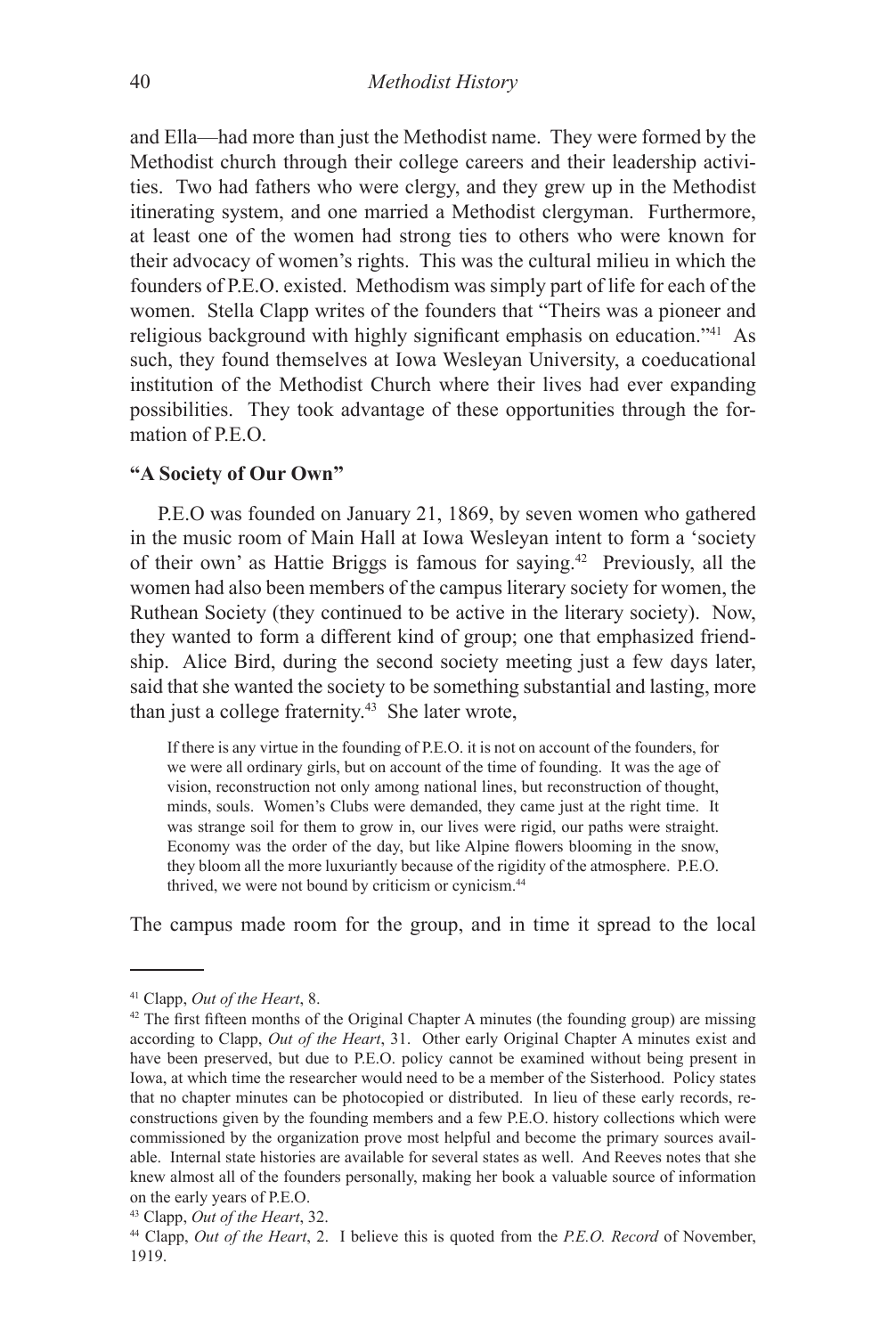and Ella—had more than just the Methodist name. They were formed by the Methodist church through their college careers and their leadership activities. Two had fathers who were clergy, and they grew up in the Methodist itinerating system, and one married a Methodist clergyman. Furthermore, at least one of the women had strong ties to others who were known for their advocacy of women's rights. This was the cultural milieu in which the founders of P.E.O. existed. Methodism was simply part of life for each of the women. Stella Clapp writes of the founders that "Theirs was a pioneer and religious background with highly significant emphasis on education."[41] As such, they found themselves at Iowa Wesleyan University, a coeducational institution of the Methodist Church where their lives had ever expanding possibilities. They took advantage of these opportunities through the formation of P.E.O.

### "A Society of Our Own"

P.E.O was founded on January 21, 1869, by seven women who gathered in the music room of Main Hall at Iowa Wesleyan intent to form a 'society of their own' as Hattie Briggs is famous for saying.[42] Previously, all the women had also been members of the campus literary society for women, the Ruthean Society (they continued to be active in the literary society). Now, they wanted to form a different kind of group; one that emphasized friendship. Alice Bird, during the second society meeting just a few days later, said that she wanted the society to be something substantial and lasting, more than just a college fraternity.[43] She later wrote,

> If there is any virtue in the founding of P.E.O. it is not on account of the founders, for we were all ordinary girls, but on account of the time of founding. It was the age of vision, reconstruction not only among national lines, but reconstruction of thought, minds, souls. Women's Clubs were demanded, they came just at the right time. It was strange soil for them to grow in, our lives were rigid, our paths were straight. Economy was the order of the day, but like Alpine flowers blooming in the snow, they bloom all the more luxuriantly because of the rigidity of the atmosphere. P.E.O. thrived, we were not bound by criticism or cynicism.[44]

The campus made room for the group, and in time it spread to the local

---

[41] Clapp, *Out of the Heart*, 8.

[42] The first fifteen months of the Original Chapter A minutes (the founding group) are missing according to Clapp, *Out of the Heart*, 31. Other early Original Chapter A minutes exist and have been preserved, but due to P.E.O. policy cannot be examined without being present in Iowa, at which time the researcher would need to be a member of the Sisterhood. Policy states that no chapter minutes can be photocopied or distributed. In lieu of these early records, reconstructions given by the founding members and a few P.E.O. history collections which were commissioned by the organization prove most helpful and become the primary sources available. Internal state histories are available for several states as well. And Reeves notes that she knew almost all of the founders personally, making her book a valuable source of information on the early years of P.E.O.

[43] Clapp, *Out of the Heart*, 32.

[44] Clapp, *Out of the Heart*, 2. I believe this is quoted from the *P.E.O. Record* of November, 1919.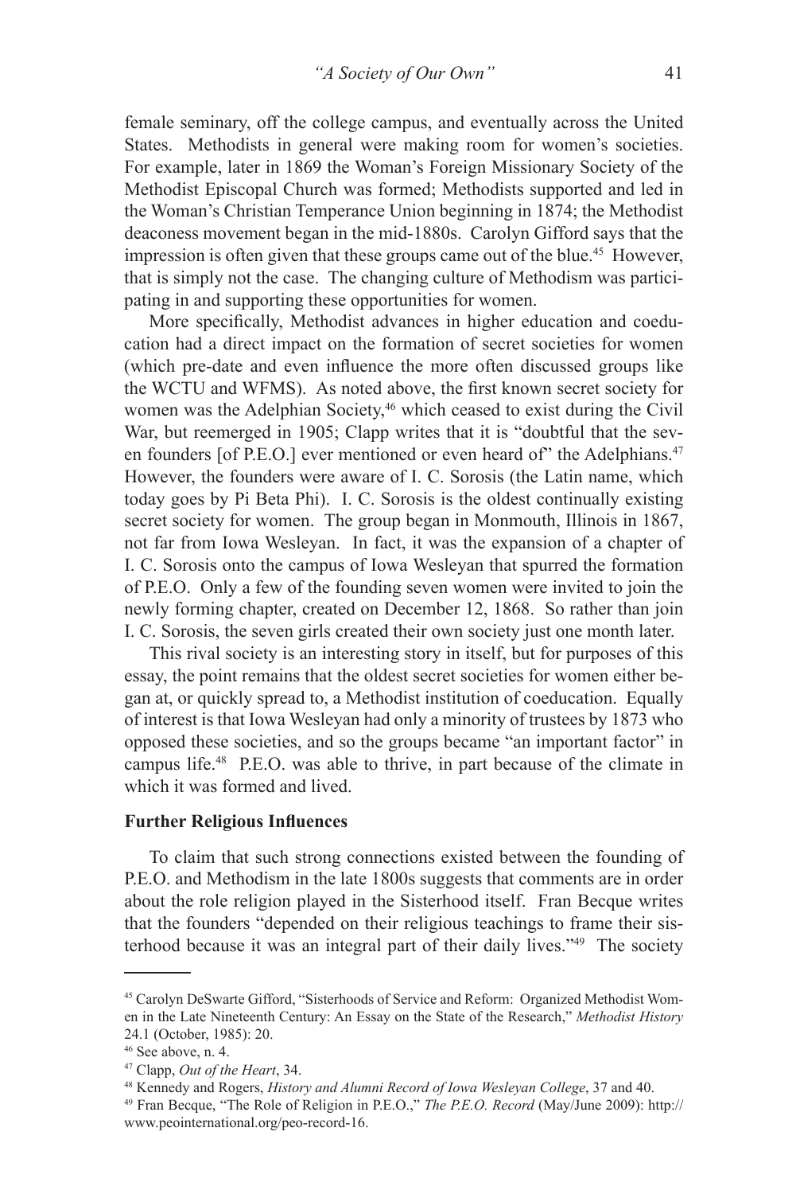female seminary, off the college campus, and eventually across the United States. Methodists in general were making room for women's societies. For example, later in 1869 the Woman's Foreign Missionary Society of the Methodist Episcopal Church was formed; Methodists supported and led in the Woman's Christian Temperance Union beginning in 1874; the Methodist deaconess movement began in the mid-1880s. Carolyn Gifford says that the impression is often given that these groups came out of the blue.[45] However, that is simply not the case. The changing culture of Methodism was participating in and supporting these opportunities for women.

More specifically, Methodist advances in higher education and coeducation had a direct impact on the formation of secret societies for women (which pre-date and even influence the more often discussed groups like the WCTU and WFMS). As noted above, the first known secret society for women was the Adelphian Society,[46] which ceased to exist during the Civil War, but reemerged in 1905; Clapp writes that it is "doubtful that the seven founders [of P.E.O.] ever mentioned or even heard of" the Adelphians.[47] However, the founders were aware of I. C. Sorosis (the Latin name, which today goes by Pi Beta Phi). I. C. Sorosis is the oldest continually existing secret society for women. The group began in Monmouth, Illinois in 1867, not far from Iowa Wesleyan. In fact, it was the expansion of a chapter of I. C. Sorosis onto the campus of Iowa Wesleyan that spurred the formation of P.E.O. Only a few of the founding seven women were invited to join the newly forming chapter, created on December 12, 1868. So rather than join I. C. Sorosis, the seven girls created their own society just one month later.

This rival society is an interesting story in itself, but for purposes of this essay, the point remains that the oldest secret societies for women either began at, or quickly spread to, a Methodist institution of coeducation. Equally of interest is that Iowa Wesleyan had only a minority of trustees by 1873 who opposed these societies, and so the groups became "an important factor" in campus life.[48] P.E.O. was able to thrive, in part because of the climate in which it was formed and lived.

**Further Religious Influences**

To claim that such strong connections existed between the founding of P.E.O. and Methodism in the late 1800s suggests that comments are in order about the role religion played in the Sisterhood itself. Fran Becque writes that the founders "depended on their religious teachings to frame their sisterhood because it was an integral part of their daily lives."[49] The society

---

[45] Carolyn DeSwarte Gifford, "Sisterhoods of Service and Reform: Organized Methodist Women in the Late Nineteenth Century: An Essay on the State of the Research," *Methodist History* 24.1 (October, 1985): 20.

[46] See above, n. 4.

[47] Clapp, *Out of the Heart*, 34.

[48] Kennedy and Rogers, *History and Alumni Record of Iowa Wesleyan College*, 37 and 40.

[49] Fran Becque, "The Role of Religion in P.E.O.," *The P.E.O. Record* (May/June 2009): http://www.peointernational.org/peo-record-16.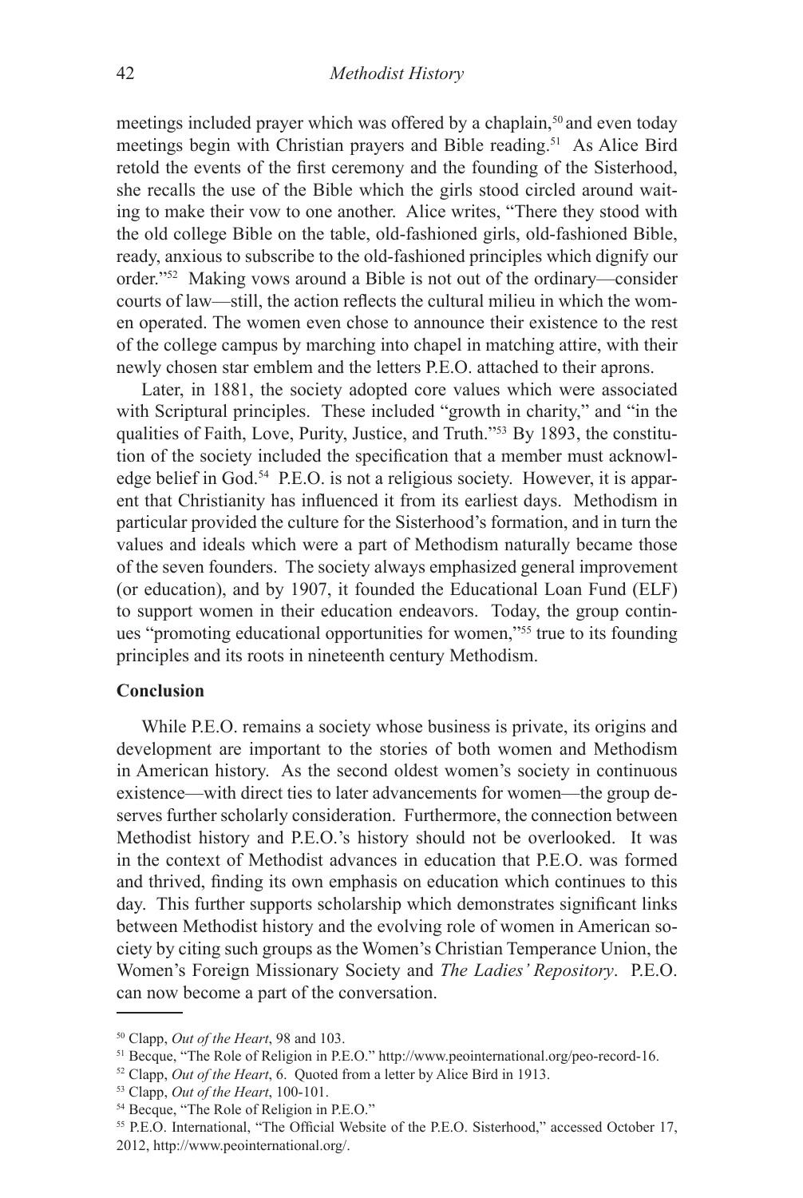meetings included prayer which was offered by a chaplain,[50] and even today meetings begin with Christian prayers and Bible reading.[51] As Alice Bird retold the events of the first ceremony and the founding of the Sisterhood, she recalls the use of the Bible which the girls stood circled around waiting to make their vow to one another. Alice writes, "There they stood with the old college Bible on the table, old-fashioned girls, old-fashioned Bible, ready, anxious to subscribe to the old-fashioned principles which dignify our order."[52] Making vows around a Bible is not out of the ordinary—consider courts of law—still, the action reflects the cultural milieu in which the women operated. The women even chose to announce their existence to the rest of the college campus by marching into chapel in matching attire, with their newly chosen star emblem and the letters P.E.O. attached to their aprons.

Later, in 1881, the society adopted core values which were associated with Scriptural principles. These included "growth in charity," and "in the qualities of Faith, Love, Purity, Justice, and Truth."[53] By 1893, the constitution of the society included the specification that a member must acknowledge belief in God.[54] P.E.O. is not a religious society. However, it is apparent that Christianity has influenced it from its earliest days. Methodism in particular provided the culture for the Sisterhood's formation, and in turn the values and ideals which were a part of Methodism naturally became those of the seven founders. The society always emphasized general improvement (or education), and by 1907, it founded the Educational Loan Fund (ELF) to support women in their education endeavors. Today, the group continues "promoting educational opportunities for women,"[55] true to its founding principles and its roots in nineteenth century Methodism.

**Conclusion**

While P.E.O. remains a society whose business is private, its origins and development are important to the stories of both women and Methodism in American history. As the second oldest women's society in continuous existence—with direct ties to later advancements for women—the group deserves further scholarly consideration. Furthermore, the connection between Methodist history and P.E.O.'s history should not be overlooked. It was in the context of Methodist advances in education that P.E.O. was formed and thrived, finding its own emphasis on education which continues to this day. This further supports scholarship which demonstrates significant links between Methodist history and the evolving role of women in American society by citing such groups as the Women's Christian Temperance Union, the Women's Foreign Missionary Society and *The Ladies' Repository*. P.E.O. can now become a part of the conversation.

---

[50] Clapp, *Out of the Heart*, 98 and 103.

[51] Becque, "The Role of Religion in P.E.O." http://www.peointernational.org/peo-record-16.

[52] Clapp, *Out of the Heart*, 6. Quoted from a letter by Alice Bird in 1913.

[53] Clapp, *Out of the Heart*, 100-101.

[54] Becque, "The Role of Religion in P.E.O."

[55] P.E.O. International, "The Official Website of the P.E.O. Sisterhood," accessed October 17, 2012, http://www.peointernational.org/.